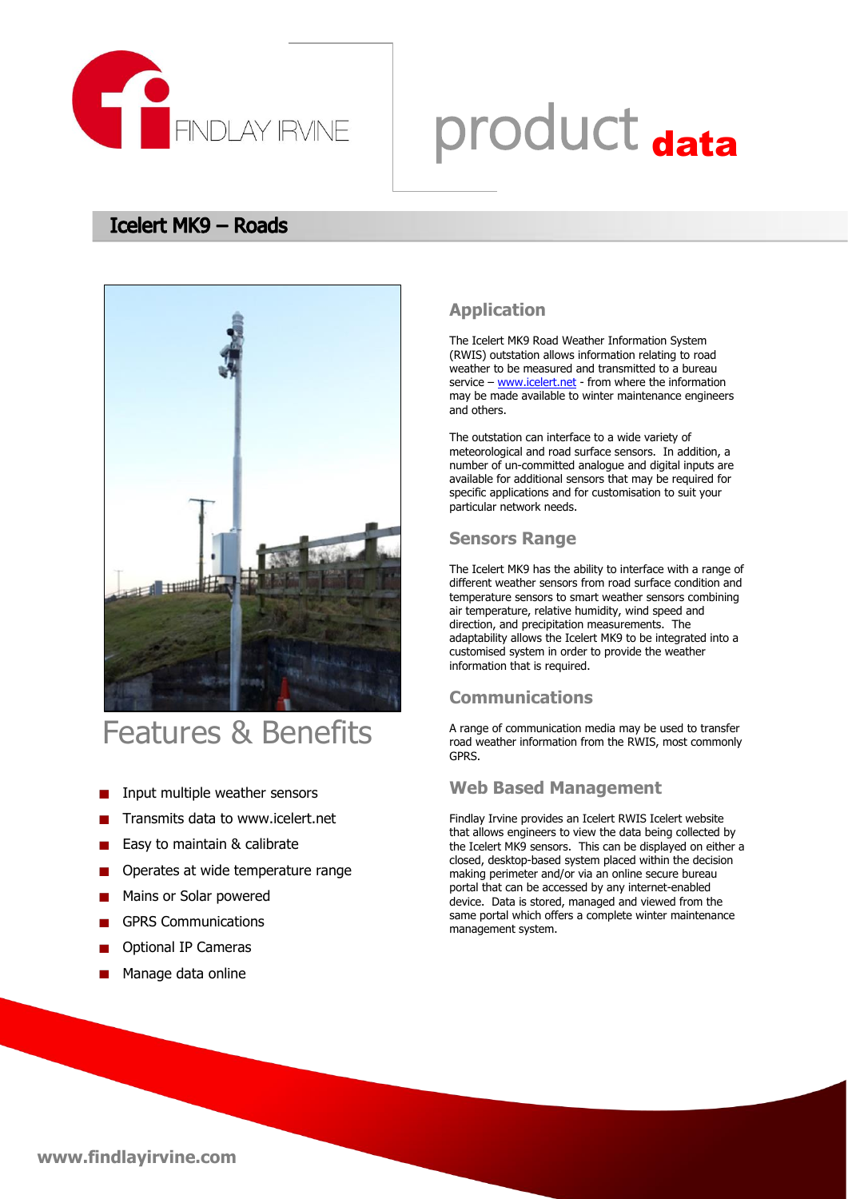# product data

## Icelert MK9 – Roads

### Application

The Icelert MK9 Road Weather Information System (RWIS) outstation allows information relating to road weather to be measured and transmitted to a bureau service – www.icelert.net - from where the information may be made available to winter maintenance engineers and others.

The outstation can interface to a wide variety of meteorological and road surface sensors. In addition, a number of un-committed analogue and digital inputs are available for additional sensors that may be required for specific applications and for customisation to suit your particular network needs.

### Sensors Range

The Icelert MK9 has the ability to interface with a range of different weather sensors from road surface condition and temperature sensors to smart weather sensors combining air temperature, relative humidity, wind speed and direction, and precipitation measurements. The adaptability allows the Icelert MK9 to be integrated into a customised system in order to provide the weather information that is required.

### Communications

A range of communication media may be used to transfer road weather information from the RWIS, most commonly GPRS.

### Web Based Management

Findlay Irvine provides an Icelert RWIS Icelert website that allows engineers to view the data being collected by the Icelert MK9 sensors. This can be displayed on either a closed, desktop-based system placed within the decision making perimeter and/or via an online secure bureau portal that can be accessed by any internet-enabled device. Data is stored, managed and viewed from the same portal which offers a complete winter maintenance management system.

## Features & Benefits

- Input multiple weather sensors
- Transmits data to www.icelert.net
- Easy to maintain & calibrate
- Operates at wide temperature range
- Mains or Solar powered
- GPRS Communications
- Optional IP Cameras
- Manage data online

www.findlayirvine.com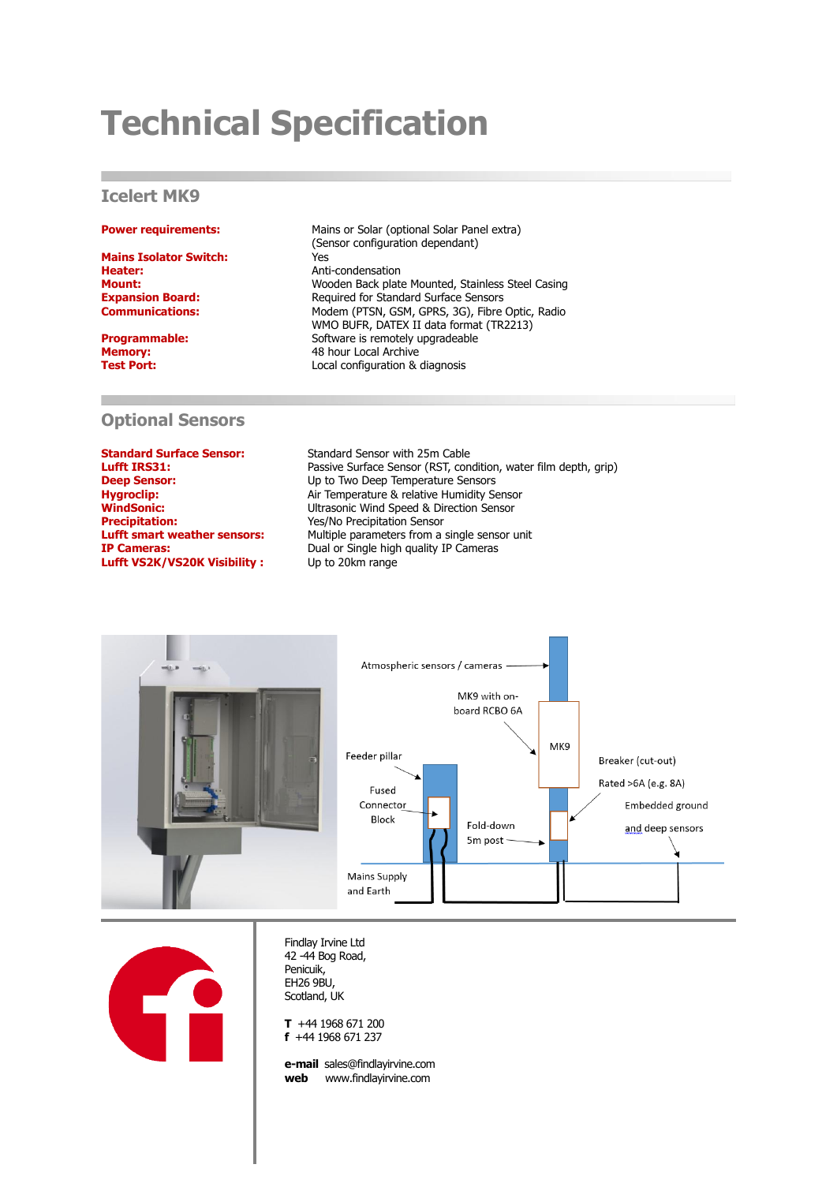# Technical Specification

## Icelert MK9

| | |
|---|---|
| **Power requirements:** | Mains or Solar (optional Solar Panel extra) (Sensor configuration dependant) |
| **Mains Isolator Switch:** | Yes |
| **Heater:** | Anti-condensation |
| **Mount:** | Wooden Back plate Mounted, Stainless Steel Casing |
| **Expansion Board:** | Required for Standard Surface Sensors |
| **Communications:** | Modem (PTSN, GSM, GPRS, 3G), Fibre Optic, Radio WMO BUFR, DATEX II data format (TR2213) |
| **Programmable:** | Software is remotely upgradeable |
| **Memory:** | 48 hour Local Archive |
| **Test Port:** | Local configuration & diagnosis |

## Optional Sensors

| | |
|---|---|
| **Standard Surface Sensor:** | Standard Sensor with 25m Cable |
| **Lufft IRS31:** | Passive Surface Sensor (RST, condition, water film depth, grip) |
| **Deep Sensor:** | Up to Two Deep Temperature Sensors |
| **Hygroclip:** | Air Temperature & relative Humidity Sensor |
| **WindSonic:** | Ultrasonic Wind Speed & Direction Sensor |
| **Precipitation:** | Yes/No Precipitation Sensor |
| **Lufft smart weather sensors:** | Multiple parameters from a single sensor unit |
| **IP Cameras:** | Dual or Single high quality IP Cameras |
| **Lufft VS2K/VS20K Visibility :** | Up to 20km range |

Atmospheric sensors / cameras
MK9 with on-board RCBO 6A
MK9
Feeder pillar
Breaker (cut-out)
Rated >6A (e.g. 8A)
Fused Connector Block
Embedded ground and deep sensors
Fold-down 5m post
Mains Supply and Earth

Findlay Irvine Ltd
42 -44 Bog Road,
Penicuik,
EH26 9BU,
Scotland, UK

**T** +44 1968 671 200
**f** +44 1968 671 237

**e-mail** sales@findlayirvine.com
**web** www.findlayirvine.com